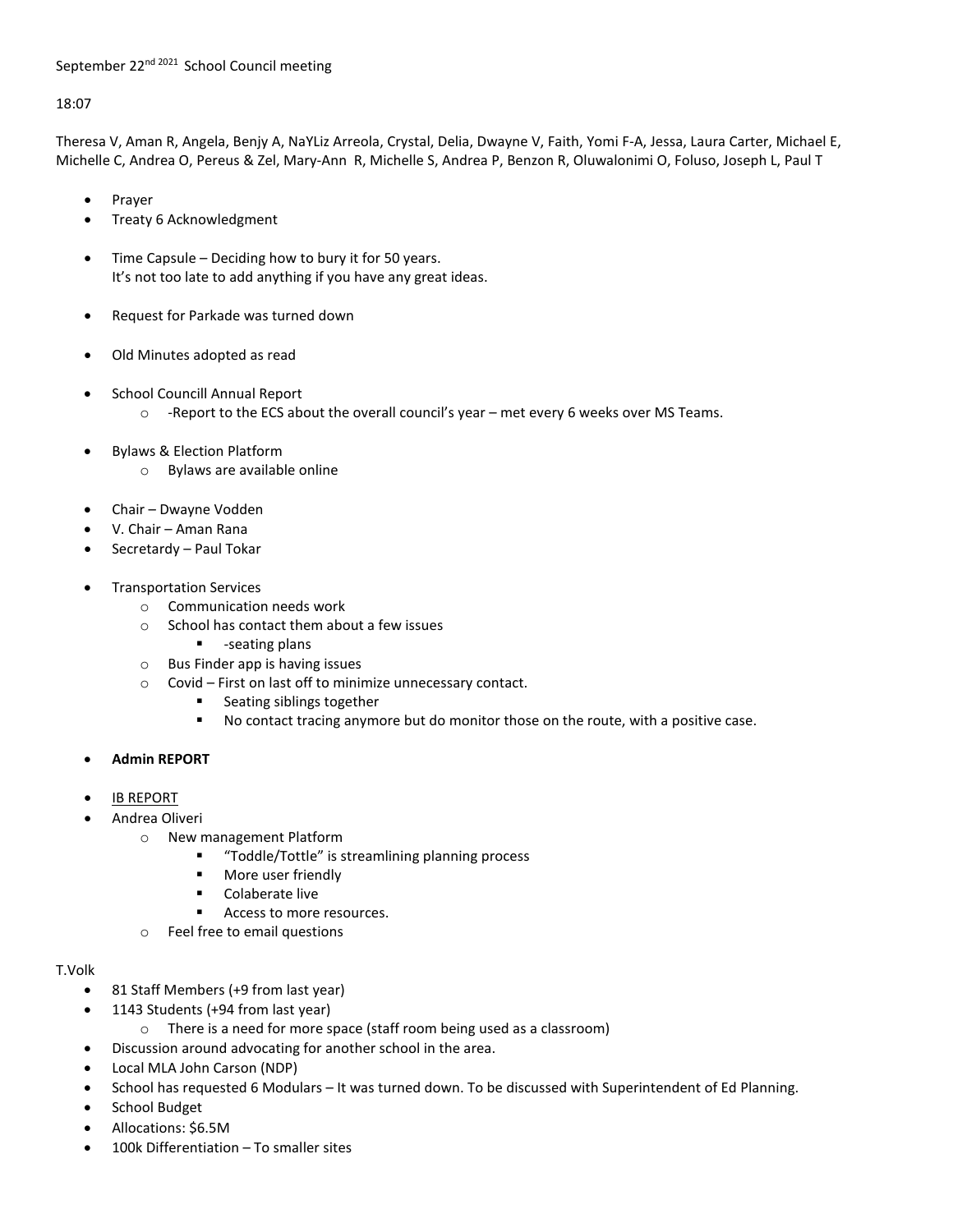September 22nd 2021 School Council meeting

18:07

Theresa V, Aman R, Angela, Benjy A, NaYLiz Arreola, Crystal, Delia, Dwayne V, Faith, Yomi F-A, Jessa, Laura Carter, Michael E, Michelle C, Andrea O, Pereus & Zel, Mary-Ann R, Michelle S, Andrea P, Benzon R, Oluwalonimi O, Foluso, Joseph L, Paul T

- Prayer
- Treaty 6 Acknowledgment

- Time Capsule – Deciding how to bury it for 50 years.
  It's not too late to add anything if you have any great ideas.

- Request for Parkade was turned down

- Old Minutes adopted as read

- School Councill Annual Report
  - -Report to the ECS about the overall council's year – met every 6 weeks over MS Teams.

- Bylaws & Election Platform
  - Bylaws are available online

- Chair – Dwayne Vodden
- V. Chair – Aman Rana
- Secretardy – Paul Tokar

- Transportation Services
  - Communication needs work
  - School has contact them about a few issues
    - -seating plans
  - Bus Finder app is having issues
  - Covid – First on last off to minimize unnecessary contact.
    - Seating siblings together
    - No contact tracing anymore but do monitor those on the route, with a positive case.

- **Admin REPORT**

- IB REPORT
- Andrea Oliveri
  - New management Platform
    - "Toddle/Tottle" is streamlining planning process
    - More user friendly
    - Colaberate live
    - Access to more resources.
  - Feel free to email questions

T.Volk

- 81 Staff Members (+9 from last year)
- 1143 Students (+94 from last year)
  - There is a need for more space (staff room being used as a classroom)
- Discussion around advocating for another school in the area.
- Local MLA John Carson (NDP)
- School has requested 6 Modulars – It was turned down. To be discussed with Superintendent of Ed Planning.
- School Budget
- Allocations: $6.5M
- 100k Differentiation – To smaller sites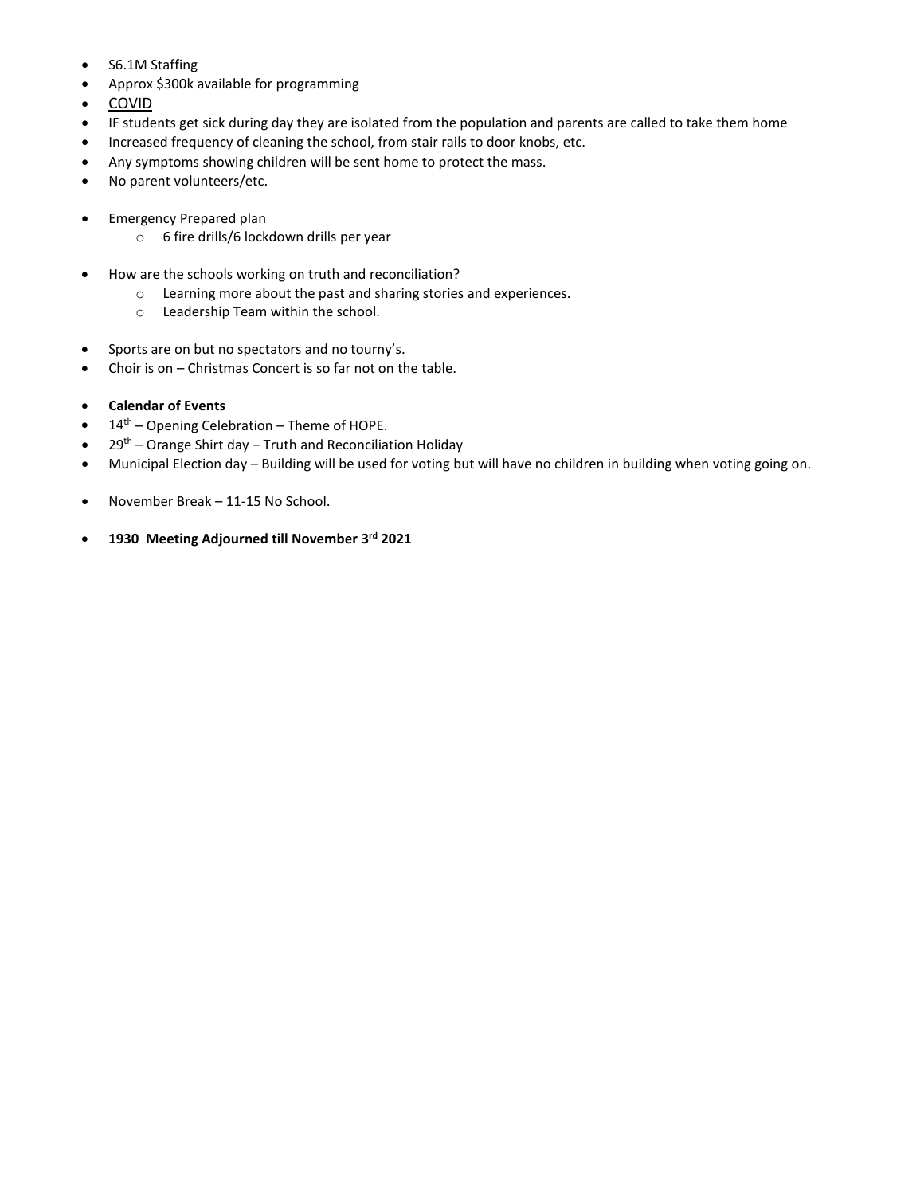- S6.1M Staffing
- Approx $300k available for programming
- <u>COVID</u>
- IF students get sick during day they are isolated from the population and parents are called to take them home
- Increased frequency of cleaning the school, from stair rails to door knobs, etc.
- Any symptoms showing children will be sent home to protect the mass.
- No parent volunteers/etc.

- Emergency Prepared plan
    - 6 fire drills/6 lockdown drills per year

- How are the schools working on truth and reconciliation?
    - Learning more about the past and sharing stories and experiences.
    - Leadership Team within the school.

- Sports are on but no spectators and no tourny's.
- Choir is on – Christmas Concert is so far not on the table.

- **Calendar of Events**
- 14th – Opening Celebration – Theme of HOPE.
- 29th – Orange Shirt day – Truth and Reconciliation Holiday
- Municipal Election day – Building will be used for voting but will have no children in building when voting going on.

- November Break – 11-15 No School.

- **1930 Meeting Adjourned till November 3rd 2021**